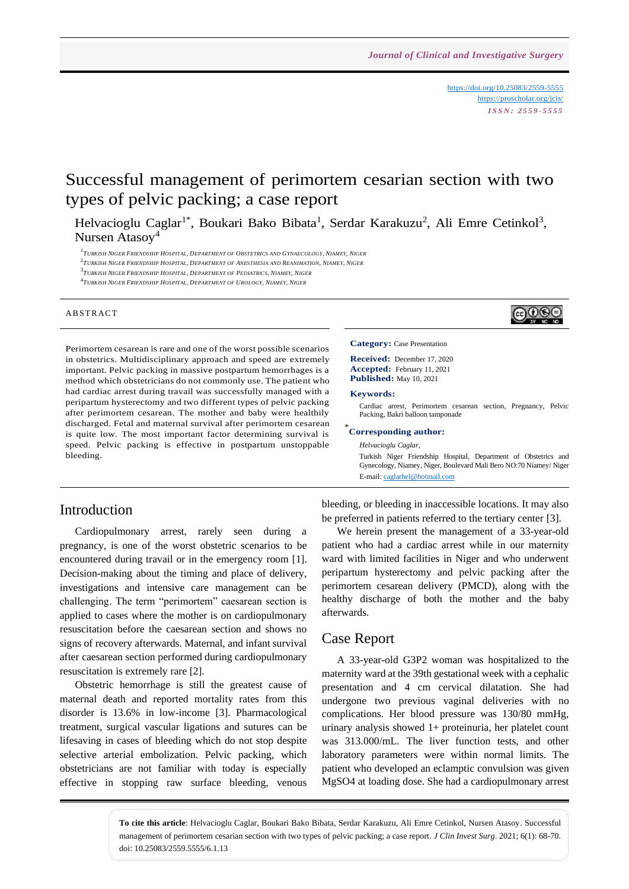https://doi.org/10.25083/2559-5555
https://proscholar.org/jcis/
*ISSN: 2559-5555*

# Successful management of perimortem cesarian section with two types of pelvic packing; a case report

Helvacioglu Caglar[1*], Boukari Bako Bibata[1], Serdar Karakuzu[2], Ali Emre Cetinkol[3], Nursen Atasoy[4]

[1] Turkish Niger Friendship Hospital, Department of Obstetrics and Gynaecology, Niamey, Niger
[2] Turkish Niger Friendship Hospital, Department of Anesthesia and Reanimation, Niamey, Niger
[3] Turkish Niger Friendship Hospital, Department of Pediatrics, Niamey, Niger
[4] Turkish Niger Friendship Hospital, Department of Urology, Niamey, Niger

## ABSTRACT

Perimortem cesarean is rare and one of the worst possible scenarios in obstetrics. Multidisciplinary approach and speed are extremely important. Pelvic packing in massive postpartum hemorrhages is a method which obstetricians do not commonly use. The patient who had cardiac arrest during travail was successfully managed with a peripartum hysterectomy and two different types of pelvic packing after perimortem cesarean. The mother and baby were healthily discharged. Fetal and maternal survival after perimortem cesarean is quite low. The most important factor determining survival is speed. Pelvic packing is effective in postpartum unstoppable bleeding.

**Category:** Case Presentation

**Received:** December 17, 2020
**Accepted:** February 11, 2021
**Published:** May 10, 2021

**Keywords:**
Cardiac arrest, Perimortem cesarean section, Pregnancy, Pelvic Packing, Bakri balloon tamponade

*** Corresponding author:**
*Helvacioglu Caglar,*
Turkish Niger Friendship Hospital, Department of Obstetrics and Gynecology, Niamey, Niger, Boulevard Mali Bero NO:70 Niamey/ Niger
E-mail: caglarhel@hotmail.com

## Introduction

Cardiopulmonary arrest, rarely seen during a pregnancy, is one of the worst obstetric scenarios to be encountered during travail or in the emergency room [1]. Decision-making about the timing and place of delivery, investigations and intensive care management can be challenging. The term "perimortem" caesarean section is applied to cases where the mother is on cardiopulmonary resuscitation before the caesarean section and shows no signs of recovery afterwards. Maternal, and infant survival after caesarean section performed during cardiopulmonary resuscitation is extremely rare [2].

Obstetric hemorrhage is still the greatest cause of maternal death and reported mortality rates from this disorder is 13.6% in low-income [3]. Pharmacological treatment, surgical vascular ligations and sutures can be lifesaving in cases of bleeding which do not stop despite selective arterial embolization. Pelvic packing, which obstetricians are not familiar with today is especially effective in stopping raw surface bleeding, venous bleeding, or bleeding in inaccessible locations. It may also be preferred in patients referred to the tertiary center [3].

We herein present the management of a 33-year-old patient who had a cardiac arrest while in our maternity ward with limited facilities in Niger and who underwent peripartum hysterectomy and pelvic packing after the perimortem cesarean delivery (PMCD), along with the healthy discharge of both the mother and the baby afterwards.

## Case Report

A 33-year-old G3P2 woman was hospitalized to the maternity ward at the 39th gestational week with a cephalic presentation and 4 cm cervical dilatation. She had undergone two previous vaginal deliveries with no complications. Her blood pressure was 130/80 mmHg, urinary analysis showed 1+ proteinuria, her platelet count was 313.000/mL. The liver function tests, and other laboratory parameters were within normal limits. The patient who developed an eclamptic convulsion was given $MgSO_4$ at loading dose. She had a cardiopulmonary arrest

**To cite this article**: Helvacioglu Caglar, Boukari Bako Bibata, Serdar Karakuzu, Ali Emre Cetinkol, Nursen Atasoy. Successful management of perimortem cesarian section with two types of pelvic packing; a case report. *J Clin Invest Surg*. 2021; 6(1): 68-70. doi: 10.25083/2559.5555/6.1.13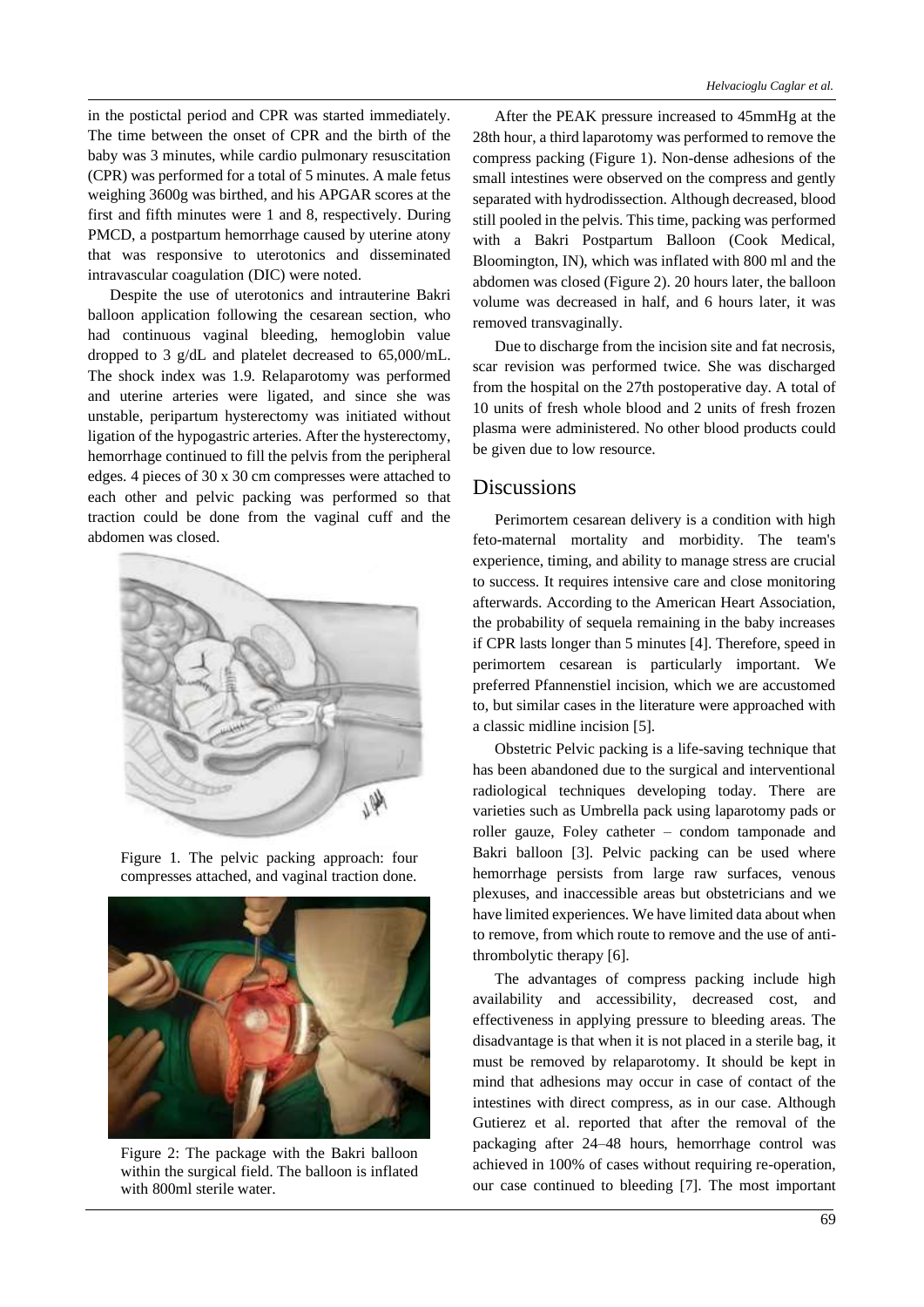in the postictal period and CPR was started immediately. The time between the onset of CPR and the birth of the baby was 3 minutes, while cardio pulmonary resuscitation (CPR) was performed for a total of 5 minutes. A male fetus weighing 3600g was birthed, and his APGAR scores at the first and fifth minutes were 1 and 8, respectively. During PMCD, a postpartum hemorrhage caused by uterine atony that was responsive to uterotonics and disseminated intravascular coagulation (DIC) were noted.

Despite the use of uterotonics and intrauterine Bakri balloon application following the cesarean section, who had continuous vaginal bleeding, hemoglobin value dropped to 3 g/dL and platelet decreased to 65,000/mL. The shock index was 1.9. Relaparotomy was performed and uterine arteries were ligated, and since she was unstable, peripartum hysterectomy was initiated without ligation of the hypogastric arteries. After the hysterectomy, hemorrhage continued to fill the pelvis from the peripheral edges. 4 pieces of 30 x 30 cm compresses were attached to each other and pelvic packing was performed so that traction could be done from the vaginal cuff and the abdomen was closed.

Figure 1. The pelvic packing approach: four compresses attached, and vaginal traction done.

Figure 2: The package with the Bakri balloon within the surgical field. The balloon is inflated with 800ml sterile water.

After the PEAK pressure increased to 45mmHg at the 28th hour, a third laparotomy was performed to remove the compress packing (Figure 1). Non-dense adhesions of the small intestines were observed on the compress and gently separated with hydrodissection. Although decreased, blood still pooled in the pelvis. This time, packing was performed with a Bakri Postpartum Balloon (Cook Medical, Bloomington, IN), which was inflated with 800 ml and the abdomen was closed (Figure 2). 20 hours later, the balloon volume was decreased in half, and 6 hours later, it was removed transvaginally.

Due to discharge from the incision site and fat necrosis, scar revision was performed twice. She was discharged from the hospital on the 27th postoperative day. A total of 10 units of fresh whole blood and 2 units of fresh frozen plasma were administered. No other blood products could be given due to low resource.

## Discussions

Perimortem cesarean delivery is a condition with high feto-maternal mortality and morbidity. The team's experience, timing, and ability to manage stress are crucial to success. It requires intensive care and close monitoring afterwards. According to the American Heart Association, the probability of sequela remaining in the baby increases if CPR lasts longer than 5 minutes [4]. Therefore, speed in perimortem cesarean is particularly important. We preferred Pfannenstiel incision, which we are accustomed to, but similar cases in the literature were approached with a classic midline incision [5].

Obstetric Pelvic packing is a life-saving technique that has been abandoned due to the surgical and interventional radiological techniques developing today. There are varieties such as Umbrella pack using laparotomy pads or roller gauze, Foley catheter – condom tamponade and Bakri balloon [3]. Pelvic packing can be used where hemorrhage persists from large raw surfaces, venous plexuses, and inaccessible areas but obstetricians and we have limited experiences. We have limited data about when to remove, from which route to remove and the use of anti-thrombolytic therapy [6].

The advantages of compress packing include high availability and accessibility, decreased cost, and effectiveness in applying pressure to bleeding areas. The disadvantage is that when it is not placed in a sterile bag, it must be removed by relaparotomy. It should be kept in mind that adhesions may occur in case of contact of the intestines with direct compress, as in our case. Although Gutierez et al. reported that after the removal of the packaging after 24–48 hours, hemorrhage control was achieved in 100% of cases without requiring re-operation, our case continued to bleeding [7]. The most important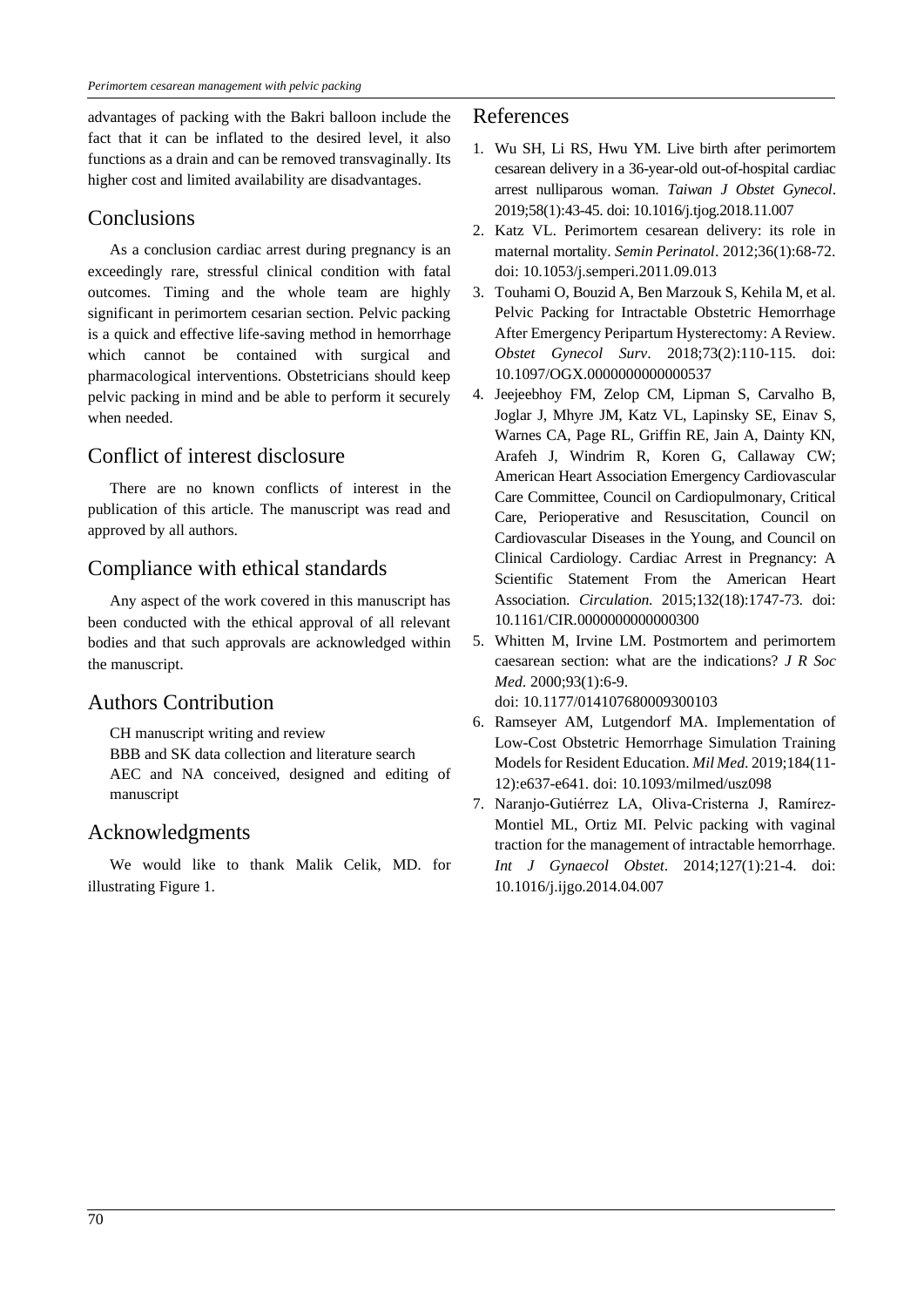advantages of packing with the Bakri balloon include the fact that it can be inflated to the desired level, it also functions as a drain and can be removed transvaginally. Its higher cost and limited availability are disadvantages.

## Conclusions

As a conclusion cardiac arrest during pregnancy is an exceedingly rare, stressful clinical condition with fatal outcomes. Timing and the whole team are highly significant in perimortem cesarian section. Pelvic packing is a quick and effective life-saving method in hemorrhage which cannot be contained with surgical and pharmacological interventions. Obstetricians should keep pelvic packing in mind and be able to perform it securely when needed.

## Conflict of interest disclosure

There are no known conflicts of interest in the publication of this article. The manuscript was read and approved by all authors.

## Compliance with ethical standards

Any aspect of the work covered in this manuscript has been conducted with the ethical approval of all relevant bodies and that such approvals are acknowledged within the manuscript.

## Authors Contribution

CH manuscript writing and review

BBB and SK data collection and literature search

AEC and NA conceived, designed and editing of manuscript

## Acknowledgments

We would like to thank Malik Celik, MD. for illustrating Figure 1.

## References

1. Wu SH, Li RS, Hwu YM. Live birth after perimortem cesarean delivery in a 36-year-old out-of-hospital cardiac arrest nulliparous woman. *Taiwan J Obstet Gynecol*. 2019;58(1):43-45. doi: 10.1016/j.tjog.2018.11.007
2. Katz VL. Perimortem cesarean delivery: its role in maternal mortality. *Semin Perinatol*. 2012;36(1):68-72. doi: 10.1053/j.semperi.2011.09.013
3. Touhami O, Bouzid A, Ben Marzouk S, Kehila M, et al. Pelvic Packing for Intractable Obstetric Hemorrhage After Emergency Peripartum Hysterectomy: A Review. *Obstet Gynecol Surv*. 2018;73(2):110-115. doi: 10.1097/OGX.0000000000000537
4. Jeejeebhoy FM, Zelop CM, Lipman S, Carvalho B, Joglar J, Mhyre JM, Katz VL, Lapinsky SE, Einav S, Warnes CA, Page RL, Griffin RE, Jain A, Dainty KN, Arafeh J, Windrim R, Koren G, Callaway CW; American Heart Association Emergency Cardiovascular Care Committee, Council on Cardiopulmonary, Critical Care, Perioperative and Resuscitation, Council on Cardiovascular Diseases in the Young, and Council on Clinical Cardiology. Cardiac Arrest in Pregnancy: A Scientific Statement From the American Heart Association. *Circulation*. 2015;132(18):1747-73. doi: 10.1161/CIR.0000000000000300
5. Whitten M, Irvine LM. Postmortem and perimortem caesarean section: what are the indications? *J R Soc Med*. 2000;93(1):6-9. doi: 10.1177/014107680009300103
6. Ramseyer AM, Lutgendorf MA. Implementation of Low-Cost Obstetric Hemorrhage Simulation Training Models for Resident Education. *Mil Med*. 2019;184(11-12):e637-e641. doi: 10.1093/milmed/usz098
7. Naranjo-Gutiérrez LA, Oliva-Cristerna J, Ramírez-Montiel ML, Ortiz MI. Pelvic packing with vaginal traction for the management of intractable hemorrhage. *Int J Gynaecol Obstet*. 2014;127(1):21-4. doi: 10.1016/j.ijgo.2014.04.007